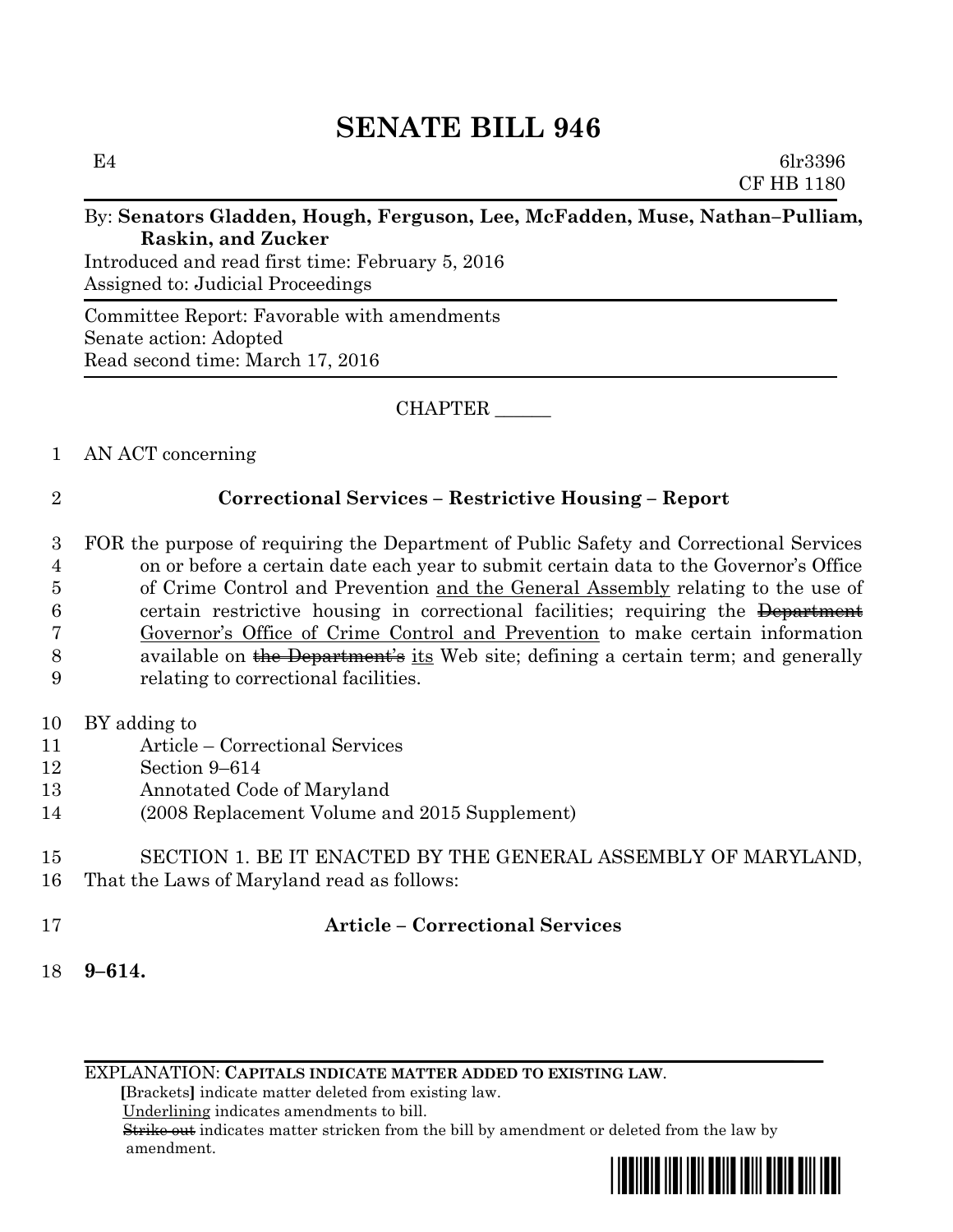# SENATE BILL 946

E4 6lr3396
CF HB 1180

By: **Senators Gladden, Hough, Ferguson, Lee, McFadden, Muse, Nathan–Pulliam, Raskin, and Zucker**

Introduced and read first time: February 5, 2016
Assigned to: Judicial Proceedings

Committee Report: Favorable with amendments
Senate action: Adopted
Read second time: March 17, 2016

CHAPTER ______

1 AN ACT concerning

2 **Correctional Services – Restrictive Housing – Report**

3 FOR the purpose of requiring the Department of Public Safety and Correctional Services
4 on or before a certain date each year to submit certain data to the Governor's Office
5 of Crime Control and Prevention <u>and the General Assembly</u> relating to the use of
6 certain restrictive housing in correctional facilities; requiring the ~~Department~~
7 <u>Governor's Office of Crime Control and Prevention</u> to make certain information
8 available on ~~the Department's~~ <u>its</u> Web site; defining a certain term; and generally
9 relating to correctional facilities.

10 BY adding to
11 Article – Correctional Services
12 Section 9–614
13 Annotated Code of Maryland
14 (2008 Replacement Volume and 2015 Supplement)

15 SECTION 1. BE IT ENACTED BY THE GENERAL ASSEMBLY OF MARYLAND,
16 That the Laws of Maryland read as follows:

17 **Article – Correctional Services**

18 **9–614.**

EXPLANATION: **CAPITALS INDICATE MATTER ADDED TO EXISTING LAW.**
**[**Brackets**]** indicate matter deleted from existing law.
<u>Underlining</u> indicates amendments to bill.
~~Strike out~~ indicates matter stricken from the bill by amendment or deleted from the law by amendment.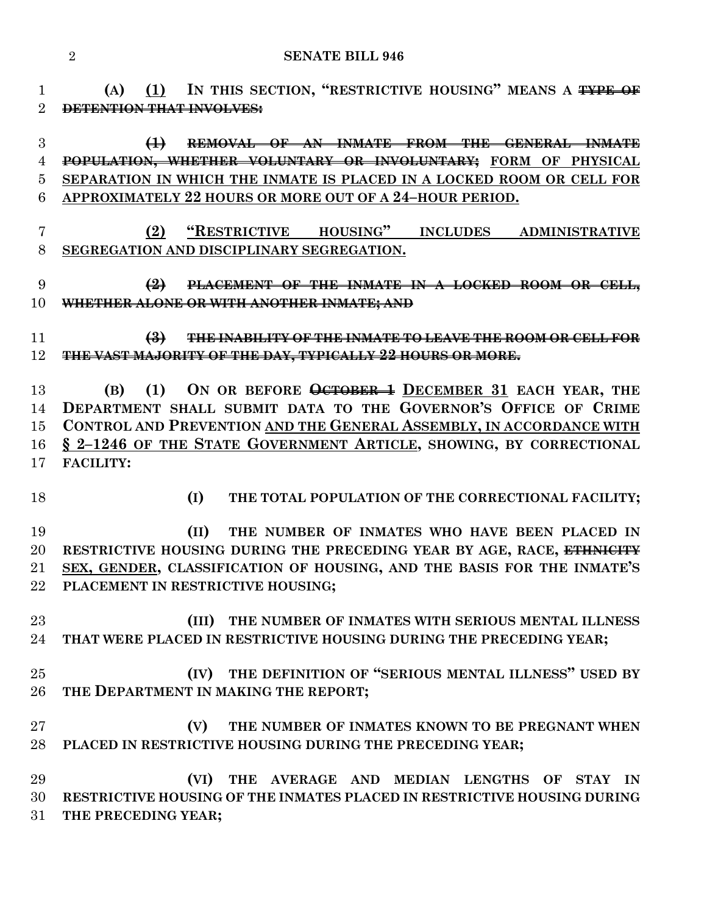**(A) <u>(1)</u> IN THIS SECTION, "RESTRICTIVE HOUSING" MEANS A ~~TYPE OF DETENTION THAT INVOLVES:~~**

**~~(1) REMOVAL OF AN INMATE FROM THE GENERAL INMATE POPULATION, WHETHER VOLUNTARY OR INVOLUNTARY;~~ <u>FORM OF PHYSICAL SEPARATION IN WHICH THE INMATE IS PLACED IN A LOCKED ROOM OR CELL FOR APPROXIMATELY 22 HOURS OR MORE OUT OF A 24–HOUR PERIOD.</u>**

**<u>(2) "RESTRICTIVE HOUSING" INCLUDES ADMINISTRATIVE SEGREGATION AND DISCIPLINARY SEGREGATION.</u>**

**~~(2) PLACEMENT OF THE INMATE IN A LOCKED ROOM OR CELL, WHETHER ALONE OR WITH ANOTHER INMATE; AND~~**

**~~(3) THE INABILITY OF THE INMATE TO LEAVE THE ROOM OR CELL FOR THE VAST MAJORITY OF THE DAY, TYPICALLY 22 HOURS OR MORE.~~**

**(B) (1) ON OR BEFORE ~~OCTOBER 1~~ <u>DECEMBER 31</u> EACH YEAR, THE DEPARTMENT SHALL SUBMIT DATA TO THE GOVERNOR'S OFFICE OF CRIME CONTROL AND PREVENTION <u>AND THE GENERAL ASSEMBLY, IN ACCORDANCE WITH § 2–1246 OF THE STATE GOVERNMENT ARTICLE</u>, SHOWING, BY CORRECTIONAL FACILITY:**

**(I) THE TOTAL POPULATION OF THE CORRECTIONAL FACILITY;**

**(II) THE NUMBER OF INMATES WHO HAVE BEEN PLACED IN RESTRICTIVE HOUSING DURING THE PRECEDING YEAR BY AGE, RACE, ~~ETHNICITY~~ <u>SEX, GENDER</u>, CLASSIFICATION OF HOUSING, AND THE BASIS FOR THE INMATE'S PLACEMENT IN RESTRICTIVE HOUSING;**

**(III) THE NUMBER OF INMATES WITH SERIOUS MENTAL ILLNESS THAT WERE PLACED IN RESTRICTIVE HOUSING DURING THE PRECEDING YEAR;**

**(IV) THE DEFINITION OF "SERIOUS MENTAL ILLNESS" USED BY THE DEPARTMENT IN MAKING THE REPORT;**

**(V) THE NUMBER OF INMATES KNOWN TO BE PREGNANT WHEN PLACED IN RESTRICTIVE HOUSING DURING THE PRECEDING YEAR;**

**(VI) THE AVERAGE AND MEDIAN LENGTHS OF STAY IN RESTRICTIVE HOUSING OF THE INMATES PLACED IN RESTRICTIVE HOUSING DURING THE PRECEDING YEAR;**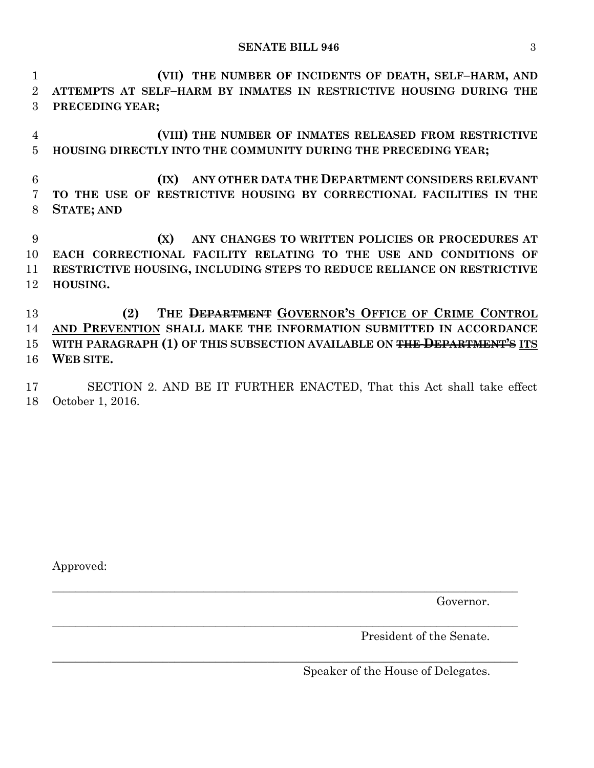**(VII) THE NUMBER OF INCIDENTS OF DEATH, SELF–HARM, AND ATTEMPTS AT SELF–HARM BY INMATES IN RESTRICTIVE HOUSING DURING THE PRECEDING YEAR;**

**(VIII) THE NUMBER OF INMATES RELEASED FROM RESTRICTIVE HOUSING DIRECTLY INTO THE COMMUNITY DURING THE PRECEDING YEAR;**

**(IX) ANY OTHER DATA THE DEPARTMENT CONSIDERS RELEVANT TO THE USE OF RESTRICTIVE HOUSING BY CORRECTIONAL FACILITIES IN THE STATE; AND**

**(X) ANY CHANGES TO WRITTEN POLICIES OR PROCEDURES AT EACH CORRECTIONAL FACILITY RELATING TO THE USE AND CONDITIONS OF RESTRICTIVE HOUSING, INCLUDING STEPS TO REDUCE RELIANCE ON RESTRICTIVE HOUSING.**

**(2) THE ~~DEPARTMENT~~ GOVERNOR'S OFFICE OF CRIME CONTROL AND PREVENTION SHALL MAKE THE INFORMATION SUBMITTED IN ACCORDANCE WITH PARAGRAPH (1) OF THIS SUBSECTION AVAILABLE ON ~~THE DEPARTMENT'S~~ ITS WEB SITE.**

SECTION 2. AND BE IT FURTHER ENACTED, That this Act shall take effect October 1, 2016.

Approved:

________________________________________
Governor.

________________________________________
President of the Senate.

________________________________________
Speaker of the House of Delegates.